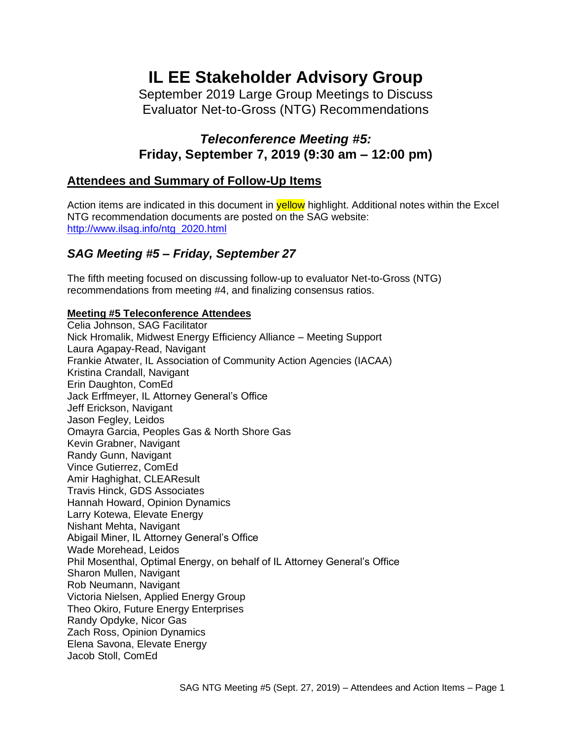# IL EE Stakeholder Advisory Group

September 2019 Large Group Meetings to Discuss Evaluator Net-to-Gross (NTG) Recommendations

## *Teleconference Meeting #5:* Friday, September 7, 2019 (9:30 am – 12:00 pm)

## Attendees and Summary of Follow-Up Items

Action items are indicated in this document in yellow highlight. Additional notes within the Excel NTG recommendation documents are posted on the SAG website: http://www.ilsag.info/ntg_2020.html

## *SAG Meeting #5 – Friday, September 27*

The fifth meeting focused on discussing follow-up to evaluator Net-to-Gross (NTG) recommendations from meeting #4, and finalizing consensus ratios.

**Meeting #5 Teleconference Attendees**

Celia Johnson, SAG Facilitator
Nick Hromalik, Midwest Energy Efficiency Alliance – Meeting Support
Laura Agapay-Read, Navigant
Frankie Atwater, IL Association of Community Action Agencies (IACAA)
Kristina Crandall, Navigant
Erin Daughton, ComEd
Jack Erffmeyer, IL Attorney General's Office
Jeff Erickson, Navigant
Jason Fegley, Leidos
Omayra Garcia, Peoples Gas & North Shore Gas
Kevin Grabner, Navigant
Randy Gunn, Navigant
Vince Gutierrez, ComEd
Amir Haghighat, CLEAResult
Travis Hinck, GDS Associates
Hannah Howard, Opinion Dynamics
Larry Kotewa, Elevate Energy
Nishant Mehta, Navigant
Abigail Miner, IL Attorney General's Office
Wade Morehead, Leidos
Phil Mosenthal, Optimal Energy, on behalf of IL Attorney General's Office
Sharon Mullen, Navigant
Rob Neumann, Navigant
Victoria Nielsen, Applied Energy Group
Theo Okiro, Future Energy Enterprises
Randy Opdyke, Nicor Gas
Zach Ross, Opinion Dynamics
Elena Savona, Elevate Energy
Jacob Stoll, ComEd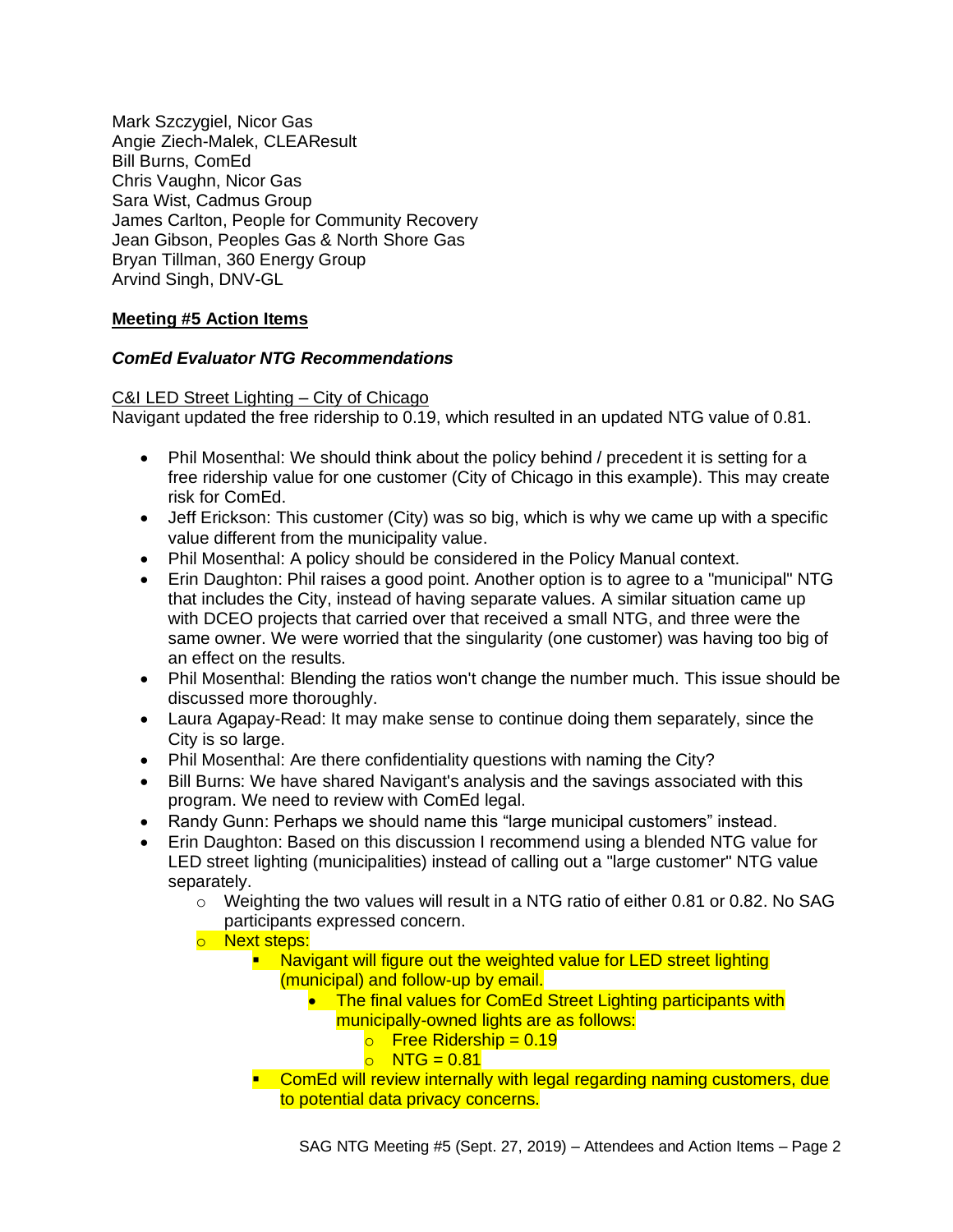Mark Szczygiel, Nicor Gas
Angie Ziech-Malek, CLEAResult
Bill Burns, ComEd
Chris Vaughn, Nicor Gas
Sara Wist, Cadmus Group
James Carlton, People for Community Recovery
Jean Gibson, Peoples Gas & North Shore Gas
Bryan Tillman, 360 Energy Group
Arvind Singh, DNV-GL

## Meeting #5 Action Items

### *ComEd Evaluator NTG Recommendations*

C&I LED Street Lighting – City of Chicago

Navigant updated the free ridership to 0.19, which resulted in an updated NTG value of 0.81.

- Phil Mosenthal: We should think about the policy behind / precedent it is setting for a free ridership value for one customer (City of Chicago in this example). This may create risk for ComEd.
- Jeff Erickson: This customer (City) was so big, which is why we came up with a specific value different from the municipality value.
- Phil Mosenthal: A policy should be considered in the Policy Manual context.
- Erin Daughton: Phil raises a good point. Another option is to agree to a "municipal" NTG that includes the City, instead of having separate values. A similar situation came up with DCEO projects that carried over that received a small NTG, and three were the same owner. We were worried that the singularity (one customer) was having too big of an effect on the results.
- Phil Mosenthal: Blending the ratios won't change the number much. This issue should be discussed more thoroughly.
- Laura Agapay-Read: It may make sense to continue doing them separately, since the City is so large.
- Phil Mosenthal: Are there confidentiality questions with naming the City?
- Bill Burns: We have shared Navigant's analysis and the savings associated with this program. We need to review with ComEd legal.
- Randy Gunn: Perhaps we should name this "large municipal customers" instead.
- Erin Daughton: Based on this discussion I recommend using a blended NTG value for LED street lighting (municipalities) instead of calling out a "large customer" NTG value separately.
  - Weighting the two values will result in a NTG ratio of either 0.81 or 0.82. No SAG participants expressed concern.
  - Next steps:
    - Navigant will figure out the weighted value for LED street lighting (municipal) and follow-up by email.
      - The final values for ComEd Street Lighting participants with municipally-owned lights are as follows:
        - Free Ridership = 0.19
        - NTG = 0.81
    - ComEd will review internally with legal regarding naming customers, due to potential data privacy concerns.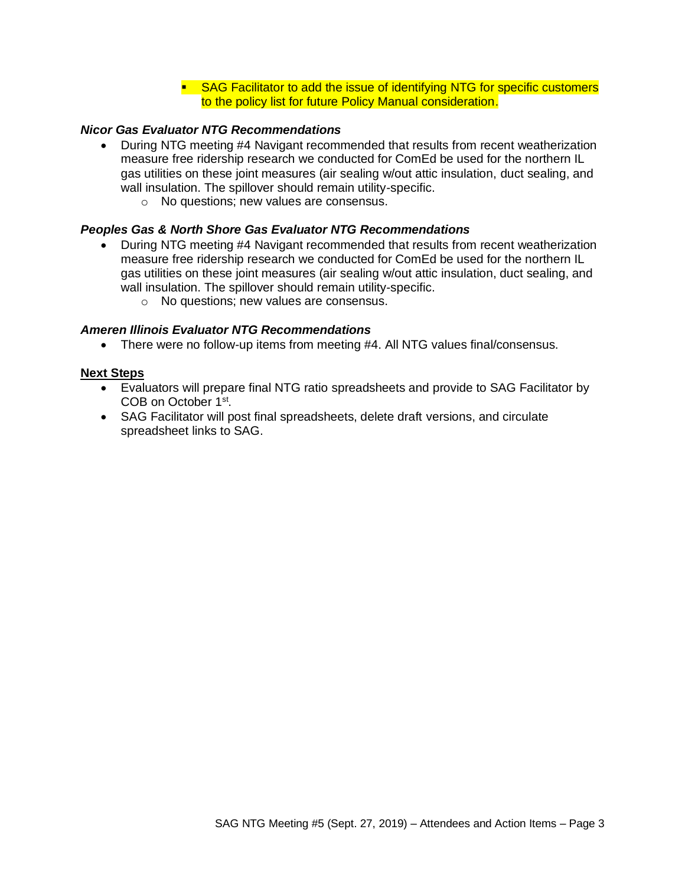- SAG Facilitator to add the issue of identifying NTG for specific customers to the policy list for future Policy Manual consideration.

***Nicor Gas Evaluator NTG Recommendations***

- During NTG meeting #4 Navigant recommended that results from recent weatherization measure free ridership research we conducted for ComEd be used for the northern IL gas utilities on these joint measures (air sealing w/out attic insulation, duct sealing, and wall insulation. The spillover should remain utility-specific.
  - No questions; new values are consensus.

***Peoples Gas & North Shore Gas Evaluator NTG Recommendations***

- During NTG meeting #4 Navigant recommended that results from recent weatherization measure free ridership research we conducted for ComEd be used for the northern IL gas utilities on these joint measures (air sealing w/out attic insulation, duct sealing, and wall insulation. The spillover should remain utility-specific.
  - No questions; new values are consensus.

***Ameren Illinois Evaluator NTG Recommendations***

- There were no follow-up items from meeting #4. All NTG values final/consensus.

**Next Steps**

- Evaluators will prepare final NTG ratio spreadsheets and provide to SAG Facilitator by COB on October 1st.
- SAG Facilitator will post final spreadsheets, delete draft versions, and circulate spreadsheet links to SAG.